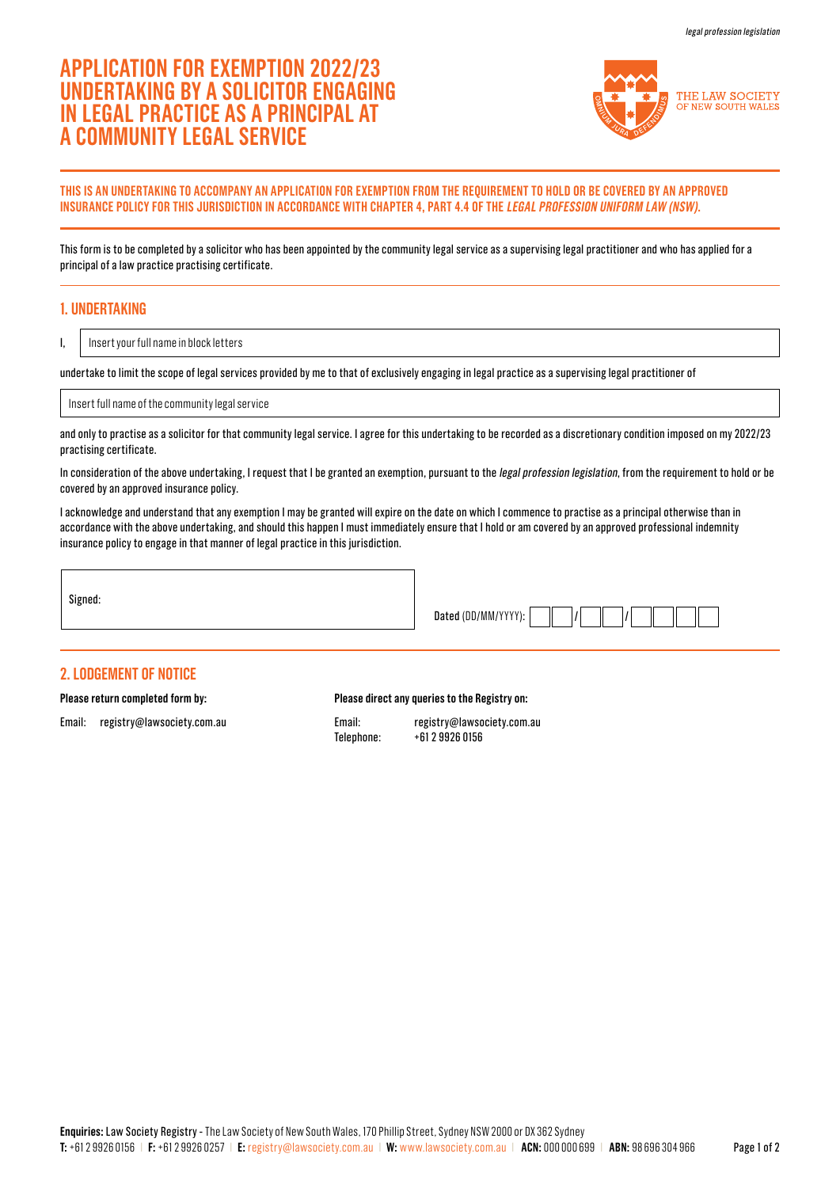# APPLICATION FOR EXEMPTION 2022/23 UNDERTAKING BY A SOLICITOR ENGAGING IN LEGAL PRACTICE AS A PRINCIPAL AT A COMMUNITY LEGAL SERVICE

THE LAW SOCIETY OF NEW SOUTH WALES

**THIS IS AN UNDERTAKING TO ACCOMPANY AN APPLICATION FOR EXEMPTION FROM THE REQUIREMENT TO HOLD OR BE COVERED BY AN APPROVED INSURANCE POLICY FOR THIS JURISDICTION IN ACCORDANCE WITH CHAPTER 4, PART 4.4 OF THE *LEGAL PROFESSION UNIFORM LAW (NSW)*.**

This form is to be completed by a solicitor who has been appointed by the community legal service as a supervising legal practitioner and who has applied for a principal of a law practice practising certificate.

## 1. UNDERTAKING

I, Insert your full name in block letters

undertake to limit the scope of legal services provided by me to that of exclusively engaging in legal practice as a supervising legal practitioner of

Insert full name of the community legal service

and only to practise as a solicitor for that community legal service. I agree for this undertaking to be recorded as a discretionary condition imposed on my 2022/23 practising certificate.

In consideration of the above undertaking, I request that I be granted an exemption, pursuant to the *legal profession legislation*, from the requirement to hold or be covered by an approved insurance policy.

I acknowledge and understand that any exemption I may be granted will expire on the date on which I commence to practise as a principal otherwise than in accordance with the above undertaking, and should this happen I must immediately ensure that I hold or am covered by an approved professional indemnity insurance policy to engage in that manner of legal practice in this jurisdiction.

Signed:

Dated (DD/MM/YYYY): __ __ / __ __ / __ __ __ __

## 2. LODGEMENT OF NOTICE

**Please return completed form by:**

Email: registry@lawsociety.com.au

**Please direct any queries to the Registry on:**

Email: registry@lawsociety.com.au
Telephone: +61 2 9926 0156

**Enquiries:** Law Society Registry - The Law Society of New South Wales, 170 Phillip Street, Sydney NSW 2000 or DX 362 Sydney
**T:** +61 2 9926 0156 | **F:** +61 2 9926 0257 | **E:** registry@lawsociety.com.au | **W:** www.lawsociety.com.au | **ACN:** 000 000 699 | **ABN:** 98 696 304 966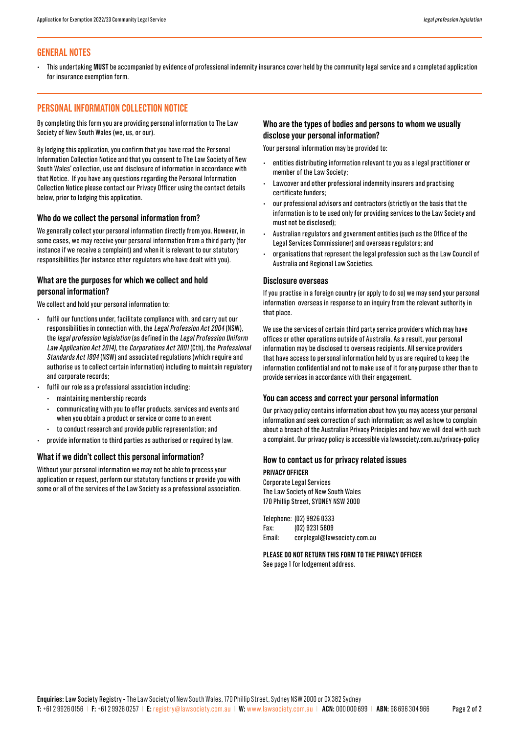## GENERAL NOTES

- This undertaking **MUST** be accompanied by evidence of professional indemnity insurance cover held by the community legal service and a completed application for insurance exemption form.

## PERSONAL INFORMATION COLLECTION NOTICE

By completing this form you are providing personal information to The Law Society of New South Wales (we, us, or our).

By lodging this application, you confirm that you have read the Personal Information Collection Notice and that you consent to The Law Society of New South Wales' collection, use and disclosure of information in accordance with that Notice. If you have any questions regarding the Personal Information Collection Notice please contact our Privacy Officer using the contact details below, prior to lodging this application.

### Who do we collect the personal information from?

We generally collect your personal information directly from you. However, in some cases, we may receive your personal information from a third party (for instance if we receive a complaint) and when it is relevant to our statutory responsibilities (for instance other regulators who have dealt with you).

### What are the purposes for which we collect and hold personal information?

We collect and hold your personal information to:

- fulfil our functions under, facilitate compliance with, and carry out our responsibilities in connection with, the *Legal Profession Act 2004* (NSW), the *legal profession legislation* (as defined in the *Legal Profession Uniform Law Application Act 2014)*, the *Corporations Act 2001* (Cth), the *Professional Standards Act 1994* (NSW) and associated regulations (which require and authorise us to collect certain information) including to maintain regulatory and corporate records;
- fulfil our role as a professional association including:
  - maintaining membership records
  - communicating with you to offer products, services and events and when you obtain a product or service or come to an event
  - to conduct research and provide public representation; and
- provide information to third parties as authorised or required by law.

### What if we didn't collect this personal information?

Without your personal information we may not be able to process your application or request, perform our statutory functions or provide you with some or all of the services of the Law Society as a professional association.

### Who are the types of bodies and persons to whom we usually disclose your personal information?

Your personal information may be provided to:

- entities distributing information relevant to you as a legal practitioner or member of the Law Society;
- Lawcover and other professional indemnity insurers and practising certificate funders;
- our professional advisors and contractors (strictly on the basis that the information is to be used only for providing services to the Law Society and must not be disclosed);
- Australian regulators and government entities (such as the Office of the Legal Services Commissioner) and overseas regulators; and
- organisations that represent the legal profession such as the Law Council of Australia and Regional Law Societies.

### Disclosure overseas

If you practise in a foreign country (or apply to do so) we may send your personal information overseas in response to an inquiry from the relevant authority in that place.

We use the services of certain third party service providers which may have offices or other operations outside of Australia. As a result, your personal information may be disclosed to overseas recipients. All service providers that have access to personal information held by us are required to keep the information confidential and not to make use of it for any purpose other than to provide services in accordance with their engagement.

### You can access and correct your personal information

Our privacy policy contains information about how you may access your personal information and seek correction of such information; as well as how to complain about a breach of the Australian Privacy Principles and how we will deal with such a complaint. Our privacy policy is accessible via lawsociety.com.au/privacy-policy

### How to contact us for privacy related issues

**PRIVACY OFFICER**
Corporate Legal Services
The Law Society of New South Wales
170 Phillip Street, SYDNEY NSW 2000

Telephone: (02) 9926 0333
Fax: (02) 9231 5809
Email: corplegal@lawsociety.com.au

**PLEASE DO NOT RETURN THIS FORM TO THE PRIVACY OFFICER**
See page 1 for lodgement address.

**Enquiries:** Law Society Registry - The Law Society of New South Wales, 170 Phillip Street, Sydney NSW 2000 or DX 362 Sydney
**T:** +61 2 9926 0156 | **F:** +61 2 9926 0257 | **E:** registry@lawsociety.com.au | **W:** www.lawsociety.com.au | **ACN:** 000 000 699 | **ABN:** 98 696 304 966